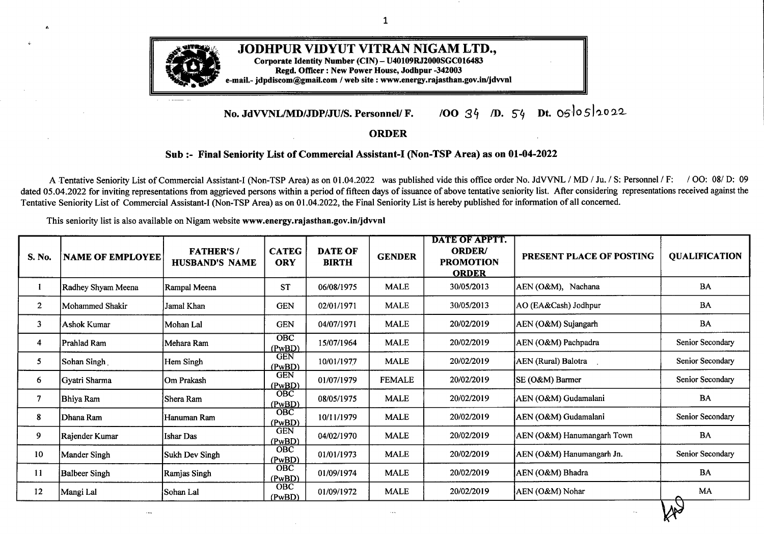# JODHPUR VIDYUT VITRAN NIGAM LTD.,

**Corporate Identity Number (CIN) – U40109RJ2000SGC016483**
**Regd. Officer : New Power House, Jodhpur -342003**
**e-mail.- jdpdiscom@gmail.com / web site : www.energy.rajasthan.gov.in/jdvvnl**

**No. JdVVNL/MD/JDP/JU/S. Personnel/ F. /OO 34 /D. 54 Dt. 05/05/2022**

## ORDER

### Sub :- Final Seniority List of Commercial Assistant-I (Non-TSP Area) as on 01-04-2022

A Tentative Seniority List of Commercial Assistant-I (Non-TSP Area) as on 01.04.2022 was published vide this office order No. JdVVNL / MD / Ju. / S: Personnel / F: / OO: 08/ D: 09 dated 05.04.2022 for inviting representations from aggrieved persons within a period of fifteen days of issuance of above tentative seniority list. After considering representations received against the Tentative Seniority List of Commercial Assistant-I (Non-TSP Area) as on 01.04.2022, the Final Seniority List is hereby published for information of all concerned.

This seniority list is also available on Nigam website **www.energy.rajasthan.gov.in/jdvvnl**

| S. No. | NAME OF EMPLOYEE | FATHER'S / HUSBAND'S NAME | CATEGORY | DATE OF BIRTH | GENDER | DATE OF APPTT. ORDER/ PROMOTION ORDER | PRESENT PLACE OF POSTING | QUALIFICATION |
|---|---|---|---|---|---|---|---|---|
| 1 | Radhey Shyam Meena | Rampal Meena | ST | 06/08/1975 | MALE | 30/05/2013 | AEN (O&M), Nachana | BA |
| 2 | Mohammed Shakir | Jamal Khan | GEN | 02/01/1971 | MALE | 30/05/2013 | AO (EA&Cash) Jodhpur | BA |
| 3 | Ashok Kumar | Mohan Lal | GEN | 04/07/1971 | MALE | 20/02/2019 | AEN (O&M) Sujangarh | BA |
| 4 | Prahlad Ram | Mehara Ram | OBC (PwBD) | 15/07/1964 | MALE | 20/02/2019 | AEN (O&M) Pachpadra | Senior Secondary |
| 5 | Sohan Singh | Hem Singh | GEN (PwBD) | 10/01/1977 | MALE | 20/02/2019 | AEN (Rural) Balotra | Senior Secondary |
| 6 | Gyatri Sharma | Om Prakash | GEN (PwBD) | 01/07/1979 | FEMALE | 20/02/2019 | SE (O&M) Barmer | Senior Secondary |
| 7 | Bhiya Ram | Shera Ram | OBC (PwBD) | 08/05/1975 | MALE | 20/02/2019 | AEN (O&M) Gudamalani | BA |
| 8 | Dhana Ram | Hanuman Ram | OBC (PwBD) | 10/11/1979 | MALE | 20/02/2019 | AEN (O&M) Gudamalani | Senior Secondary |
| 9 | Rajender Kumar | Ishar Das | GEN (PwBD) | 04/02/1970 | MALE | 20/02/2019 | AEN (O&M) Hanumangarh Town | BA |
| 10 | Mander Singh | Sukh Dev Singh | OBC (PwBD) | 01/01/1973 | MALE | 20/02/2019 | AEN (O&M) Hanumangarh Jn. | Senior Secondary |
| 11 | Balbeer Singh | Ramjas Singh | OBC (PwBD) | 01/09/1974 | MALE | 20/02/2019 | AEN (O&M) Bhadra | BA |
| 12 | Mangi Lal | Sohan Lal | OBC (PwBD) | 01/09/1972 | MALE | 20/02/2019 | AEN (O&M) Nohar | MA |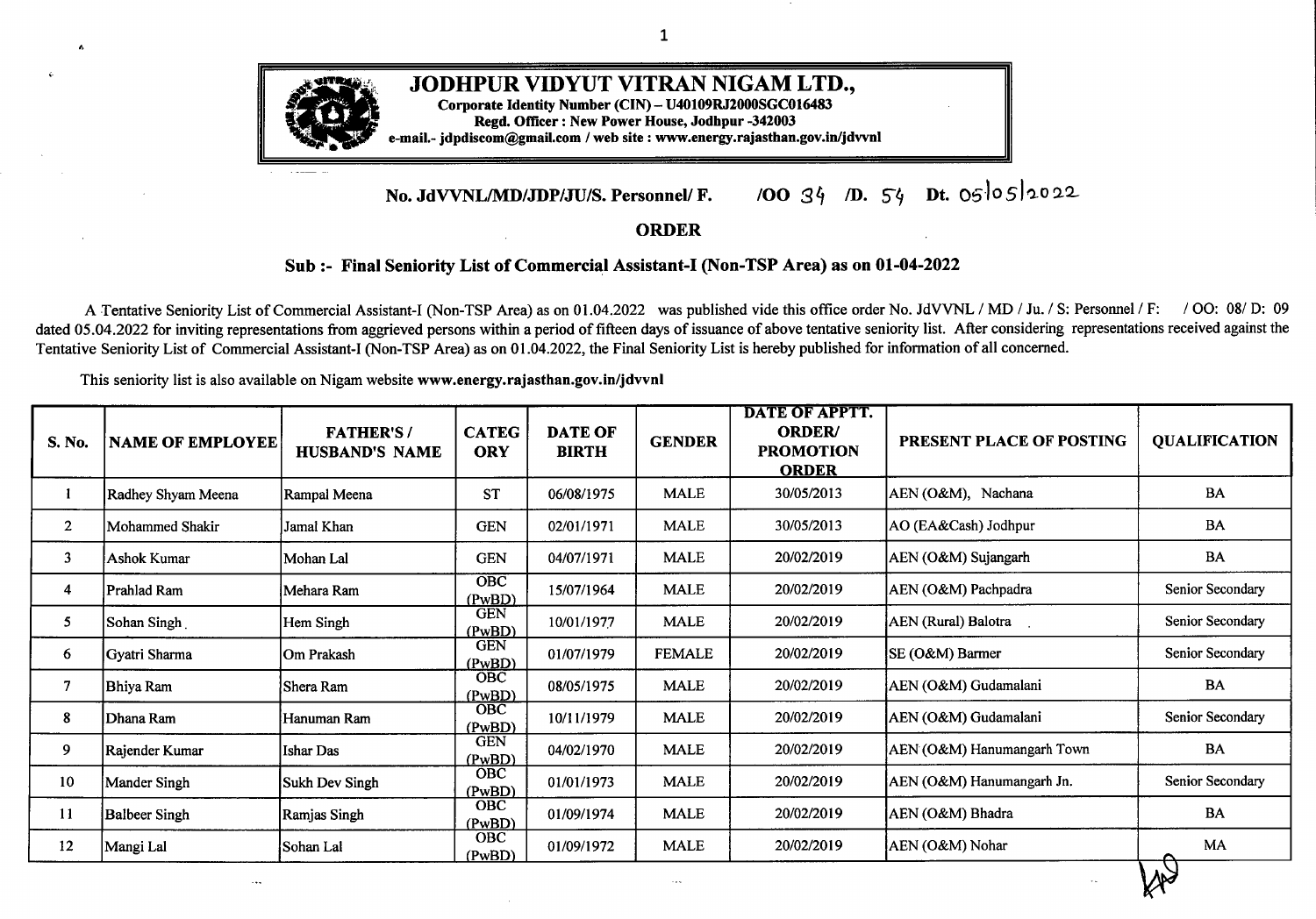# JODHPUR VIDYUT VITRAN NIGAM LTD.,

**Corporate Identity Number (CIN) – U40109RJ2000SGC016483**
**Regd. Officer : New Power House, Jodhpur -342003**
**e-mail.- jdpdiscom@gmail.com / web site : www.energy.rajasthan.gov.in/jdvvnl**

**No. JdVVNL/MD/JDP/JU/S. Personnel/ F. /OO 34 /D. 54 Dt. 05/05/2022**

## ORDER

### Sub :- Final Seniority List of Commercial Assistant-I (Non-TSP Area) as on 01-04-2022

A Tentative Seniority List of Commercial Assistant-I (Non-TSP Area) as on 01.04.2022 was published vide this office order No. JdVVNL / MD / Ju. / S: Personnel / F: / OO: 08/ D: 09 dated 05.04.2022 for inviting representations from aggrieved persons within a period of fifteen days of issuance of above tentative seniority list. After considering representations received against the Tentative Seniority List of Commercial Assistant-I (Non-TSP Area) as on 01.04.2022, the Final Seniority List is hereby published for information of all concerned.

This seniority list is also available on Nigam website **www.energy.rajasthan.gov.in/jdvvnl**

| S. No. | NAME OF EMPLOYEE | FATHER'S / HUSBAND'S NAME | CATEGORY | DATE OF BIRTH | GENDER | DATE OF APPTT. ORDER/ PROMOTION ORDER | PRESENT PLACE OF POSTING | QUALIFICATION |
|---|---|---|---|---|---|---|---|---|
| 1 | Radhey Shyam Meena | Rampal Meena | ST | 06/08/1975 | MALE | 30/05/2013 | AEN (O&M), Nachana | BA |
| 2 | Mohammed Shakir | Jamal Khan | GEN | 02/01/1971 | MALE | 30/05/2013 | AO (EA&Cash) Jodhpur | BA |
| 3 | Ashok Kumar | Mohan Lal | GEN | 04/07/1971 | MALE | 20/02/2019 | AEN (O&M) Sujangarh | BA |
| 4 | Prahlad Ram | Mehara Ram | OBC (PwBD) | 15/07/1964 | MALE | 20/02/2019 | AEN (O&M) Pachpadra | Senior Secondary |
| 5 | Sohan Singh | Hem Singh | GEN (PwBD) | 10/01/1977 | MALE | 20/02/2019 | AEN (Rural) Balotra | Senior Secondary |
| 6 | Gyatri Sharma | Om Prakash | GEN (PwBD) | 01/07/1979 | FEMALE | 20/02/2019 | SE (O&M) Barmer | Senior Secondary |
| 7 | Bhiya Ram | Shera Ram | OBC (PwBD) | 08/05/1975 | MALE | 20/02/2019 | AEN (O&M) Gudamalani | BA |
| 8 | Dhana Ram | Hanuman Ram | OBC (PwBD) | 10/11/1979 | MALE | 20/02/2019 | AEN (O&M) Gudamalani | Senior Secondary |
| 9 | Rajender Kumar | Ishar Das | GEN (PwBD) | 04/02/1970 | MALE | 20/02/2019 | AEN (O&M) Hanumangarh Town | BA |
| 10 | Mander Singh | Sukh Dev Singh | OBC (PwBD) | 01/01/1973 | MALE | 20/02/2019 | AEN (O&M) Hanumangarh Jn. | Senior Secondary |
| 11 | Balbeer Singh | Ramjas Singh | OBC (PwBD) | 01/09/1974 | MALE | 20/02/2019 | AEN (O&M) Bhadra | BA |
| 12 | Mangi Lal | Sohan Lal | OBC (PwBD) | 01/09/1972 | MALE | 20/02/2019 | AEN (O&M) Nohar | MA |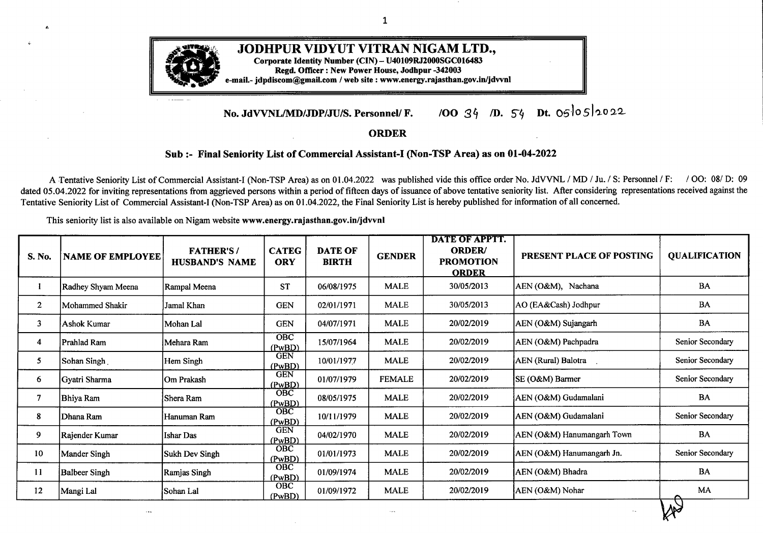# JODHPUR VIDYUT VITRAN NIGAM LTD.,

**Corporate Identity Number (CIN) – U40109RJ2000SGC016483**
**Regd. Officer : New Power House, Jodhpur -342003**
**e-mail.- jdpdiscom@gmail.com / web site : www.energy.rajasthan.gov.in/jdvvnl**

**No. JdVVNL/MD/JDP/JU/S. Personnel/ F. /OO 34 /D. 54 Dt. 05/05/2022**

## ORDER

### Sub :- Final Seniority List of Commercial Assistant-I (Non-TSP Area) as on 01-04-2022

A Tentative Seniority List of Commercial Assistant-I (Non-TSP Area) as on 01.04.2022 was published vide this office order No. JdVVNL / MD / Ju. / S: Personnel / F: / OO: 08/ D: 09 dated 05.04.2022 for inviting representations from aggrieved persons within a period of fifteen days of issuance of above tentative seniority list. After considering representations received against the Tentative Seniority List of Commercial Assistant-I (Non-TSP Area) as on 01.04.2022, the Final Seniority List is hereby published for information of all concerned.

This seniority list is also available on Nigam website **www.energy.rajasthan.gov.in/jdvvnl**

| S. No. | NAME OF EMPLOYEE | FATHER'S / HUSBAND'S NAME | CATEGORY | DATE OF BIRTH | GENDER | DATE OF APPTT. ORDER/ PROMOTION ORDER | PRESENT PLACE OF POSTING | QUALIFICATION |
|---|---|---|---|---|---|---|---|---|
| 1 | Radhey Shyam Meena | Rampal Meena | ST | 06/08/1975 | MALE | 30/05/2013 | AEN (O&M), Nachana | BA |
| 2 | Mohammed Shakir | Jamal Khan | GEN | 02/01/1971 | MALE | 30/05/2013 | AO (EA&Cash) Jodhpur | BA |
| 3 | Ashok Kumar | Mohan Lal | GEN | 04/07/1971 | MALE | 20/02/2019 | AEN (O&M) Sujangarh | BA |
| 4 | Prahlad Ram | Mehara Ram | OBC (PwBD) | 15/07/1964 | MALE | 20/02/2019 | AEN (O&M) Pachpadra | Senior Secondary |
| 5 | Sohan Singh | Hem Singh | GEN (PwBD) | 10/01/1977 | MALE | 20/02/2019 | AEN (Rural) Balotra | Senior Secondary |
| 6 | Gyatri Sharma | Om Prakash | GEN (PwBD) | 01/07/1979 | FEMALE | 20/02/2019 | SE (O&M) Barmer | Senior Secondary |
| 7 | Bhiya Ram | Shera Ram | OBC (PwBD) | 08/05/1975 | MALE | 20/02/2019 | AEN (O&M) Gudamalani | BA |
| 8 | Dhana Ram | Hanuman Ram | OBC (PwBD) | 10/11/1979 | MALE | 20/02/2019 | AEN (O&M) Gudamalani | Senior Secondary |
| 9 | Rajender Kumar | Ishar Das | GEN (PwBD) | 04/02/1970 | MALE | 20/02/2019 | AEN (O&M) Hanumangarh Town | BA |
| 10 | Mander Singh | Sukh Dev Singh | OBC (PwBD) | 01/01/1973 | MALE | 20/02/2019 | AEN (O&M) Hanumangarh Jn. | Senior Secondary |
| 11 | Balbeer Singh | Ramjas Singh | OBC (PwBD) | 01/09/1974 | MALE | 20/02/2019 | AEN (O&M) Bhadra | BA |
| 12 | Mangi Lal | Sohan Lal | OBC (PwBD) | 01/09/1972 | MALE | 20/02/2019 | AEN (O&M) Nohar | MA |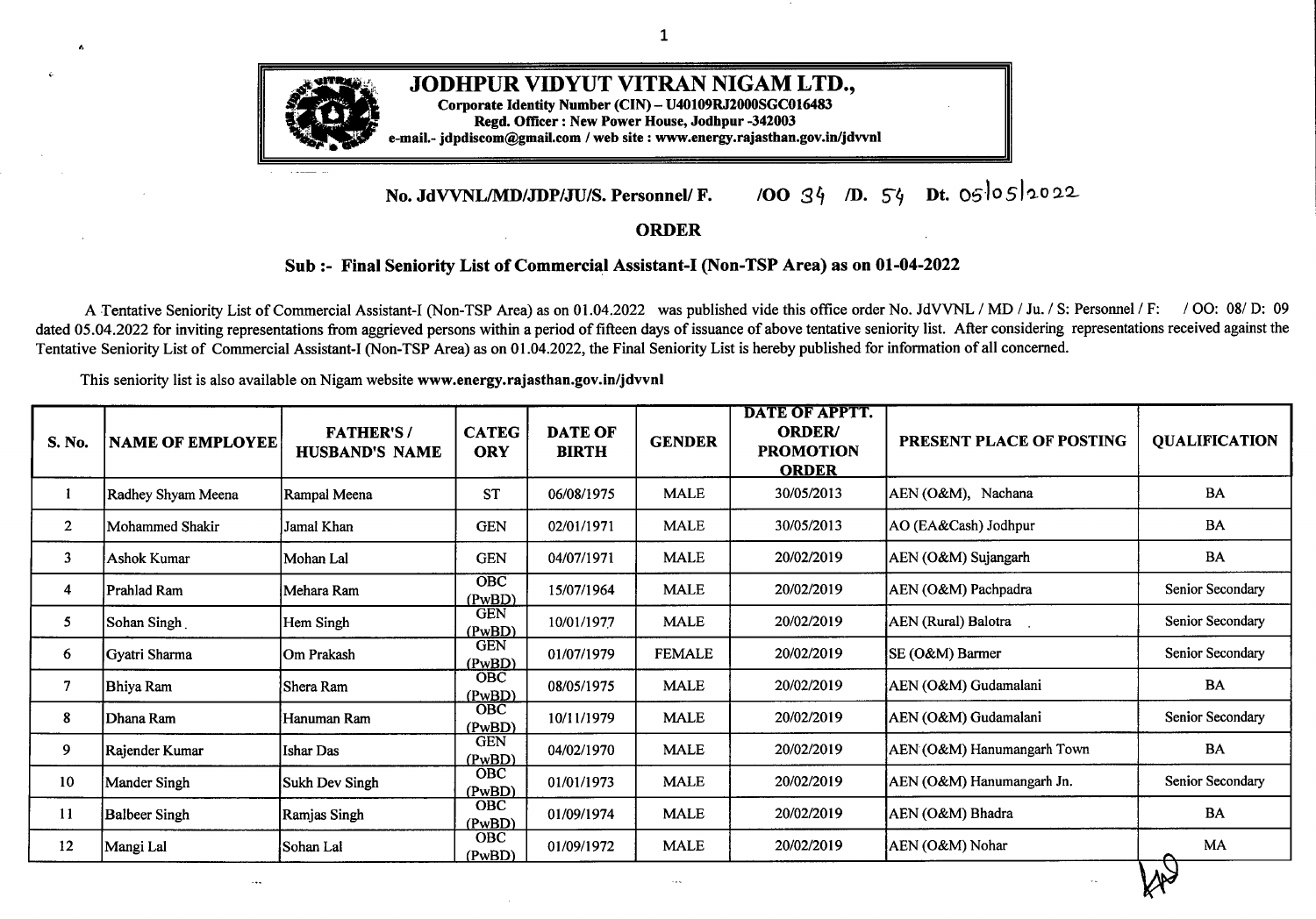# JODHPUR VIDYUT VITRAN NIGAM LTD.,

**Corporate Identity Number (CIN) – U40109RJ2000SGC016483**
**Regd. Officer : New Power House, Jodhpur -342003**
**e-mail.- jdpdiscom@gmail.com / web site : www.energy.rajasthan.gov.in/jdvvnl**

**No. JdVVNL/MD/JDP/JU/S. Personnel/ F. /OO 34 /D. 54 Dt. 05/05/2022**

## ORDER

### Sub :- Final Seniority List of Commercial Assistant-I (Non-TSP Area) as on 01-04-2022

A Tentative Seniority List of Commercial Assistant-I (Non-TSP Area) as on 01.04.2022 was published vide this office order No. JdVVNL / MD / Ju. / S: Personnel / F: / OO: 08/ D: 09 dated 05.04.2022 for inviting representations from aggrieved persons within a period of fifteen days of issuance of above tentative seniority list. After considering representations received against the Tentative Seniority List of Commercial Assistant-I (Non-TSP Area) as on 01.04.2022, the Final Seniority List is hereby published for information of all concerned.

This seniority list is also available on Nigam website **www.energy.rajasthan.gov.in/jdvvnl**

| S. No. | NAME OF EMPLOYEE | FATHER'S / HUSBAND'S NAME | CATEGORY | DATE OF BIRTH | GENDER | DATE OF APPTT. ORDER/ PROMOTION ORDER | PRESENT PLACE OF POSTING | QUALIFICATION |
|---|---|---|---|---|---|---|---|---|
| 1 | Radhey Shyam Meena | Rampal Meena | ST | 06/08/1975 | MALE | 30/05/2013 | AEN (O&M), Nachana | BA |
| 2 | Mohammed Shakir | Jamal Khan | GEN | 02/01/1971 | MALE | 30/05/2013 | AO (EA&Cash) Jodhpur | BA |
| 3 | Ashok Kumar | Mohan Lal | GEN | 04/07/1971 | MALE | 20/02/2019 | AEN (O&M) Sujangarh | BA |
| 4 | Prahlad Ram | Mehara Ram | OBC (PwBD) | 15/07/1964 | MALE | 20/02/2019 | AEN (O&M) Pachpadra | Senior Secondary |
| 5 | Sohan Singh | Hem Singh | GEN (PwBD) | 10/01/1977 | MALE | 20/02/2019 | AEN (Rural) Balotra | Senior Secondary |
| 6 | Gyatri Sharma | Om Prakash | GEN (PwBD) | 01/07/1979 | FEMALE | 20/02/2019 | SE (O&M) Barmer | Senior Secondary |
| 7 | Bhiya Ram | Shera Ram | OBC (PwBD) | 08/05/1975 | MALE | 20/02/2019 | AEN (O&M) Gudamalani | BA |
| 8 | Dhana Ram | Hanuman Ram | OBC (PwBD) | 10/11/1979 | MALE | 20/02/2019 | AEN (O&M) Gudamalani | Senior Secondary |
| 9 | Rajender Kumar | Ishar Das | GEN (PwBD) | 04/02/1970 | MALE | 20/02/2019 | AEN (O&M) Hanumangarh Town | BA |
| 10 | Mander Singh | Sukh Dev Singh | OBC (PwBD) | 01/01/1973 | MALE | 20/02/2019 | AEN (O&M) Hanumangarh Jn. | Senior Secondary |
| 11 | Balbeer Singh | Ramjas Singh | OBC (PwBD) | 01/09/1974 | MALE | 20/02/2019 | AEN (O&M) Bhadra | BA |
| 12 | Mangi Lal | Sohan Lal | OBC (PwBD) | 01/09/1972 | MALE | 20/02/2019 | AEN (O&M) Nohar | MA |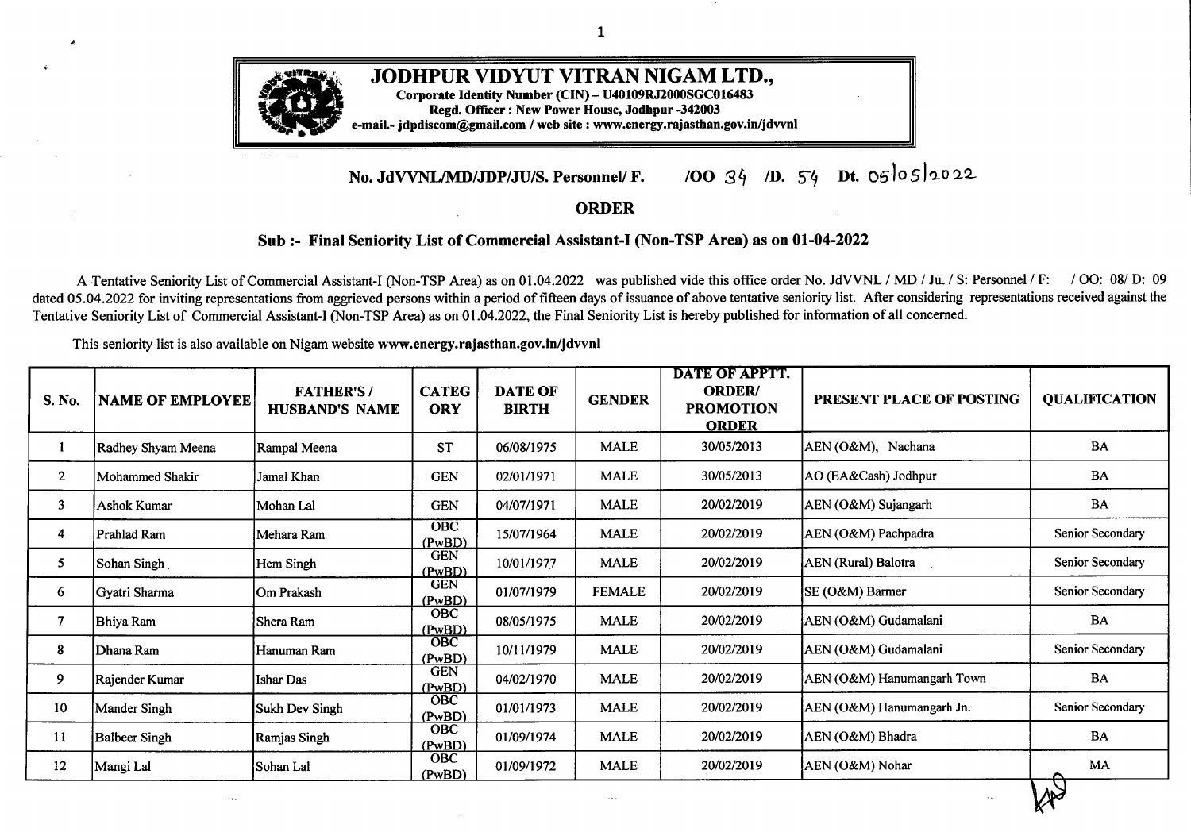# JODHPUR VIDYUT VITRAN NIGAM LTD.,

**Corporate Identity Number (CIN) – U40109RJ2000SGC016483**
**Regd. Officer : New Power House, Jodhpur -342003**
**e-mail.- jdpdiscom@gmail.com / web site : www.energy.rajasthan.gov.in/jdvvnl**

**No. JdVVNL/MD/JDP/JU/S. Personnel/ F. /OO 34 /D. 54 Dt. 05/05/2022**

## ORDER

### Sub :- Final Seniority List of Commercial Assistant-I (Non-TSP Area) as on 01-04-2022

A Tentative Seniority List of Commercial Assistant-I (Non-TSP Area) as on 01.04.2022 was published vide this office order No. JdVVNL / MD / Ju. / S: Personnel / F: / OO: 08/ D: 09 dated 05.04.2022 for inviting representations from aggrieved persons within a period of fifteen days of issuance of above tentative seniority list. After considering representations received against the Tentative Seniority List of Commercial Assistant-I (Non-TSP Area) as on 01.04.2022, the Final Seniority List is hereby published for information of all concerned.

This seniority list is also available on Nigam website **www.energy.rajasthan.gov.in/jdvvnl**

| S. No. | NAME OF EMPLOYEE | FATHER'S / HUSBAND'S NAME | CATEGORY | DATE OF BIRTH | GENDER | DATE OF APPTT. ORDER/ PROMOTION ORDER | PRESENT PLACE OF POSTING | QUALIFICATION |
|---|---|---|---|---|---|---|---|---|
| 1 | Radhey Shyam Meena | Rampal Meena | ST | 06/08/1975 | MALE | 30/05/2013 | AEN (O&M), Nachana | BA |
| 2 | Mohammed Shakir | Jamal Khan | GEN | 02/01/1971 | MALE | 30/05/2013 | AO (EA&Cash) Jodhpur | BA |
| 3 | Ashok Kumar | Mohan Lal | GEN | 04/07/1971 | MALE | 20/02/2019 | AEN (O&M) Sujangarh | BA |
| 4 | Prahlad Ram | Mehara Ram | OBC (PwBD) | 15/07/1964 | MALE | 20/02/2019 | AEN (O&M) Pachpadra | Senior Secondary |
| 5 | Sohan Singh | Hem Singh | GEN (PwBD) | 10/01/1977 | MALE | 20/02/2019 | AEN (Rural) Balotra | Senior Secondary |
| 6 | Gyatri Sharma | Om Prakash | GEN (PwBD) | 01/07/1979 | FEMALE | 20/02/2019 | SE (O&M) Barmer | Senior Secondary |
| 7 | Bhiya Ram | Shera Ram | OBC (PwBD) | 08/05/1975 | MALE | 20/02/2019 | AEN (O&M) Gudamalani | BA |
| 8 | Dhana Ram | Hanuman Ram | OBC (PwBD) | 10/11/1979 | MALE | 20/02/2019 | AEN (O&M) Gudamalani | Senior Secondary |
| 9 | Rajender Kumar | Ishar Das | GEN (PwBD) | 04/02/1970 | MALE | 20/02/2019 | AEN (O&M) Hanumangarh Town | BA |
| 10 | Mander Singh | Sukh Dev Singh | OBC (PwBD) | 01/01/1973 | MALE | 20/02/2019 | AEN (O&M) Hanumangarh Jn. | Senior Secondary |
| 11 | Balbeer Singh | Ramjas Singh | OBC (PwBD) | 01/09/1974 | MALE | 20/02/2019 | AEN (O&M) Bhadra | BA |
| 12 | Mangi Lal | Sohan Lal | OBC (PwBD) | 01/09/1972 | MALE | 20/02/2019 | AEN (O&M) Nohar | MA |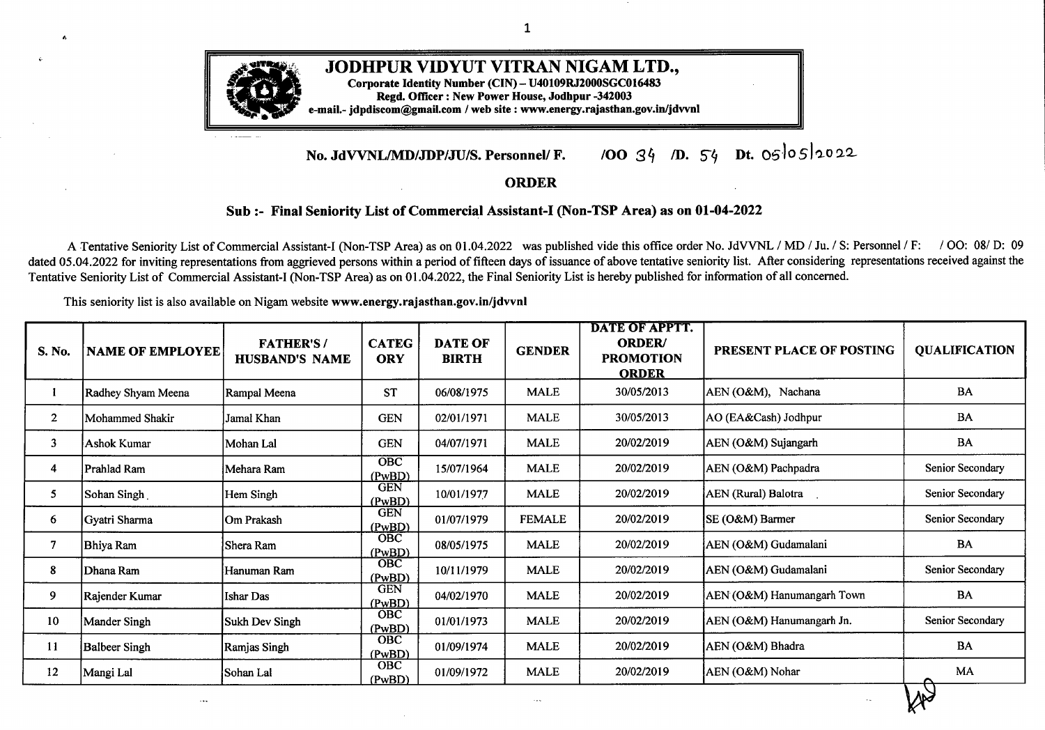**JODHPUR VIDYUT VITRAN NIGAM LTD.,**
**Corporate Identity Number (CIN) – U40109RJ2000SGC016483**
**Regd. Officer : New Power House, Jodhpur -342003**
**e-mail.- jdpdiscom@gmail.com / web site : www.energy.rajasthan.gov.in/jdvvnl**

**No. JdVVNL/MD/JDP/JU/S. Personnel/ F. /OO 34 /D. 54 Dt. 05/05/2022**

## ORDER

### Sub :- Final Seniority List of Commercial Assistant-I (Non-TSP Area) as on 01-04-2022

A Tentative Seniority List of Commercial Assistant-I (Non-TSP Area) as on 01.04.2022 was published vide this office order No. JdVVNL / MD / Ju. / S: Personnel / F: / OO: 08/ D: 09 dated 05.04.2022 for inviting representations from aggrieved persons within a period of fifteen days of issuance of above tentative seniority list. After considering representations received against the Tentative Seniority List of Commercial Assistant-I (Non-TSP Area) as on 01.04.2022, the Final Seniority List is hereby published for information of all concerned.

This seniority list is also available on Nigam website **www.energy.rajasthan.gov.in/jdvvnl**

| S. No. | NAME OF EMPLOYEE | FATHER'S / HUSBAND'S NAME | CATEGORY | DATE OF BIRTH | GENDER | DATE OF APPTT. ORDER/ PROMOTION ORDER | PRESENT PLACE OF POSTING | QUALIFICATION |
|---|---|---|---|---|---|---|---|---|
| 1 | Radhey Shyam Meena | Rampal Meena | ST | 06/08/1975 | MALE | 30/05/2013 | AEN (O&M), Nachana | BA |
| 2 | Mohammed Shakir | Jamal Khan | GEN | 02/01/1971 | MALE | 30/05/2013 | AO (EA&Cash) Jodhpur | BA |
| 3 | Ashok Kumar | Mohan Lal | GEN | 04/07/1971 | MALE | 20/02/2019 | AEN (O&M) Sujangarh | BA |
| 4 | Prahlad Ram | Mehara Ram | OBC (PwBD) | 15/07/1964 | MALE | 20/02/2019 | AEN (O&M) Pachpadra | Senior Secondary |
| 5 | Sohan Singh | Hem Singh | GEN (PwBD) | 10/01/1977 | MALE | 20/02/2019 | AEN (Rural) Balotra | Senior Secondary |
| 6 | Gyatri Sharma | Om Prakash | GEN (PwBD) | 01/07/1979 | FEMALE | 20/02/2019 | SE (O&M) Barmer | Senior Secondary |
| 7 | Bhiya Ram | Shera Ram | OBC (PwBD) | 08/05/1975 | MALE | 20/02/2019 | AEN (O&M) Gudamalani | BA |
| 8 | Dhana Ram | Hanuman Ram | OBC (PwBD) | 10/11/1979 | MALE | 20/02/2019 | AEN (O&M) Gudamalani | Senior Secondary |
| 9 | Rajender Kumar | Ishar Das | GEN (PwBD) | 04/02/1970 | MALE | 20/02/2019 | AEN (O&M) Hanumangarh Town | BA |
| 10 | Mander Singh | Sukh Dev Singh | OBC (PwBD) | 01/01/1973 | MALE | 20/02/2019 | AEN (O&M) Hanumangarh Jn. | Senior Secondary |
| 11 | Balbeer Singh | Ramjas Singh | OBC (PwBD) | 01/09/1974 | MALE | 20/02/2019 | AEN (O&M) Bhadra | BA |
| 12 | Mangi Lal | Sohan Lal | OBC (PwBD) | 01/09/1972 | MALE | 20/02/2019 | AEN (O&M) Nohar | MA |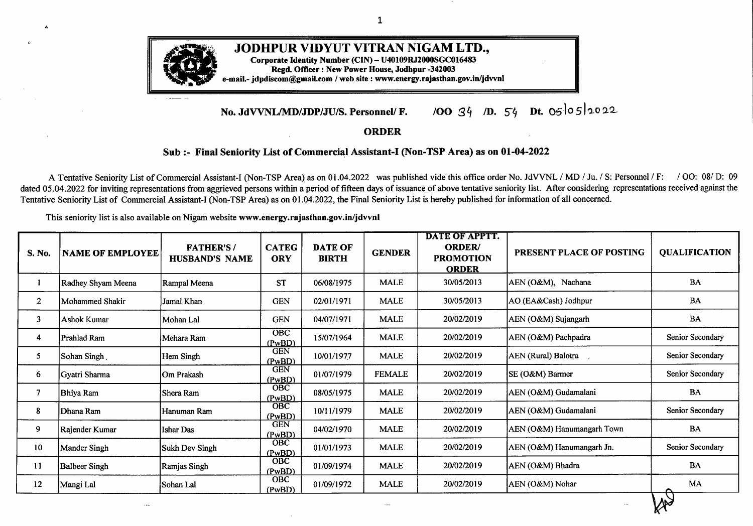# JODHPUR VIDYUT VITRAN NIGAM LTD.,

**Corporate Identity Number (CIN) – U40109RJ2000SGC016483**
**Regd. Officer : New Power House, Jodhpur -342003**
**e-mail.- jdpdiscom@gmail.com / web site : www.energy.rajasthan.gov.in/jdvvnl**

**No. JdVVNL/MD/JDP/JU/S. Personnel/ F. /OO 34 /D. 54 Dt. 05/05/2022**

## ORDER

### Sub :- Final Seniority List of Commercial Assistant-I (Non-TSP Area) as on 01-04-2022

A Tentative Seniority List of Commercial Assistant-I (Non-TSP Area) as on 01.04.2022 was published vide this office order No. JdVVNL / MD / Ju. / S: Personnel / F: / OO: 08/ D: 09 dated 05.04.2022 for inviting representations from aggrieved persons within a period of fifteen days of issuance of above tentative seniority list. After considering representations received against the Tentative Seniority List of Commercial Assistant-I (Non-TSP Area) as on 01.04.2022, the Final Seniority List is hereby published for information of all concerned.

This seniority list is also available on Nigam website **www.energy.rajasthan.gov.in/jdvvnl**

| S. No. | NAME OF EMPLOYEE | FATHER'S / HUSBAND'S NAME | CATEGORY | DATE OF BIRTH | GENDER | DATE OF APPTT. ORDER/ PROMOTION ORDER | PRESENT PLACE OF POSTING | QUALIFICATION |
|---|---|---|---|---|---|---|---|---|
| 1 | Radhey Shyam Meena | Rampal Meena | ST | 06/08/1975 | MALE | 30/05/2013 | AEN (O&M), Nachana | BA |
| 2 | Mohammed Shakir | Jamal Khan | GEN | 02/01/1971 | MALE | 30/05/2013 | AO (EA&Cash) Jodhpur | BA |
| 3 | Ashok Kumar | Mohan Lal | GEN | 04/07/1971 | MALE | 20/02/2019 | AEN (O&M) Sujangarh | BA |
| 4 | Prahlad Ram | Mehara Ram | OBC (PwBD) | 15/07/1964 | MALE | 20/02/2019 | AEN (O&M) Pachpadra | Senior Secondary |
| 5 | Sohan Singh | Hem Singh | GEN (PwBD) | 10/01/1977 | MALE | 20/02/2019 | AEN (Rural) Balotra | Senior Secondary |
| 6 | Gyatri Sharma | Om Prakash | GEN (PwBD) | 01/07/1979 | FEMALE | 20/02/2019 | SE (O&M) Barmer | Senior Secondary |
| 7 | Bhiya Ram | Shera Ram | OBC (PwBD) | 08/05/1975 | MALE | 20/02/2019 | AEN (O&M) Gudamalani | BA |
| 8 | Dhana Ram | Hanuman Ram | OBC (PwBD) | 10/11/1979 | MALE | 20/02/2019 | AEN (O&M) Gudamalani | Senior Secondary |
| 9 | Rajender Kumar | Ishar Das | GEN (PwBD) | 04/02/1970 | MALE | 20/02/2019 | AEN (O&M) Hanumangarh Town | BA |
| 10 | Mander Singh | Sukh Dev Singh | OBC (PwBD) | 01/01/1973 | MALE | 20/02/2019 | AEN (O&M) Hanumangarh Jn. | Senior Secondary |
| 11 | Balbeer Singh | Ramjas Singh | OBC (PwBD) | 01/09/1974 | MALE | 20/02/2019 | AEN (O&M) Bhadra | BA |
| 12 | Mangi Lal | Sohan Lal | OBC (PwBD) | 01/09/1972 | MALE | 20/02/2019 | AEN (O&M) Nohar | MA |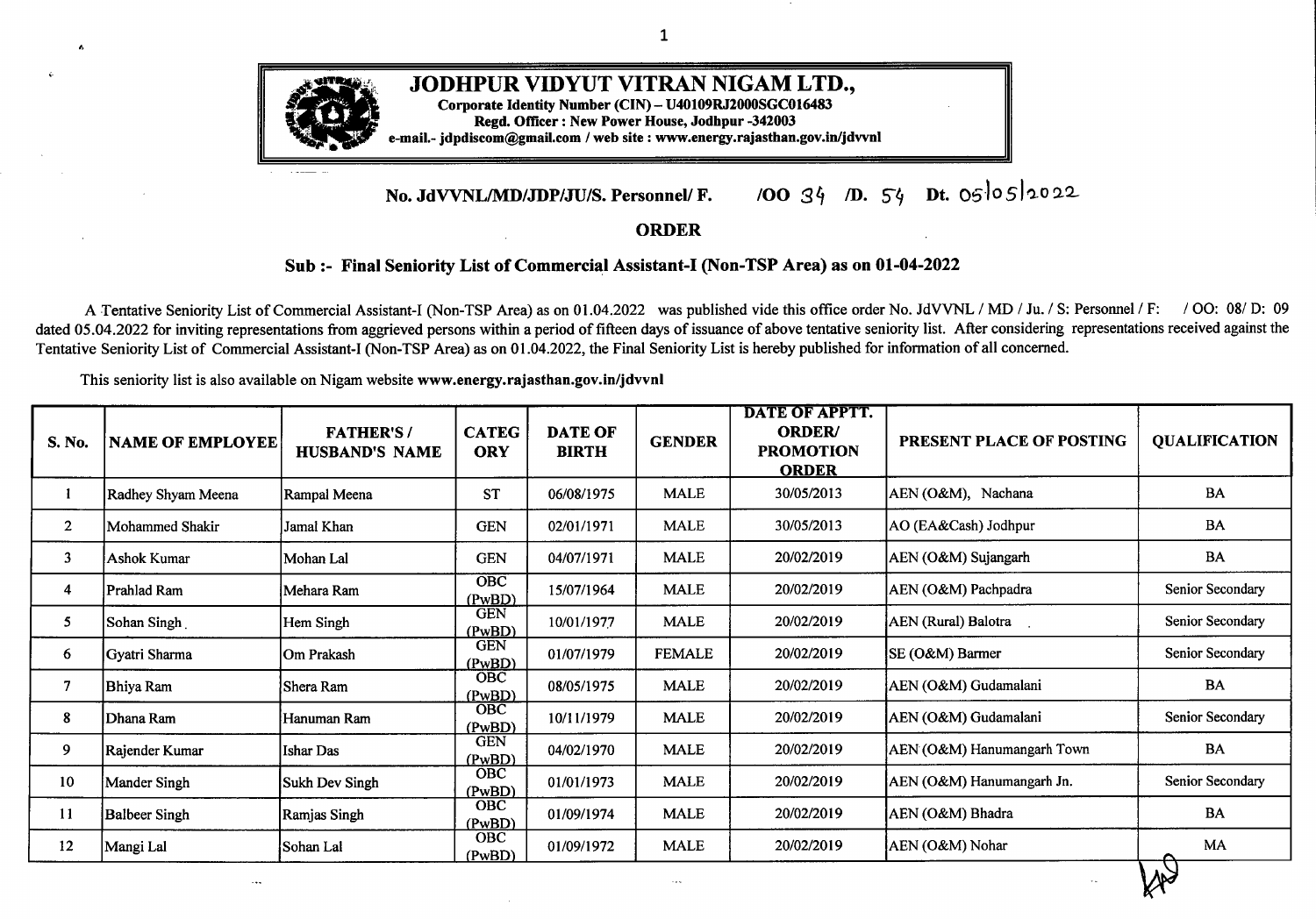# JODHPUR VIDYUT VITRAN NIGAM LTD.,

**Corporate Identity Number (CIN) – U40109RJ2000SGC016483**
**Regd. Officer : New Power House, Jodhpur -342003**
**e-mail.- jdpdiscom@gmail.com / web site : www.energy.rajasthan.gov.in/jdvvnl**

**No. JdVVNL/MD/JDP/JU/S. Personnel/ F. /OO 34 /D. 54 Dt. 05/05/2022**

## ORDER

### Sub :- Final Seniority List of Commercial Assistant-I (Non-TSP Area) as on 01-04-2022

A Tentative Seniority List of Commercial Assistant-I (Non-TSP Area) as on 01.04.2022 was published vide this office order No. JdVVNL / MD / Ju. / S: Personnel / F: / OO: 08/ D: 09 dated 05.04.2022 for inviting representations from aggrieved persons within a period of fifteen days of issuance of above tentative seniority list. After considering representations received against the Tentative Seniority List of Commercial Assistant-I (Non-TSP Area) as on 01.04.2022, the Final Seniority List is hereby published for information of all concerned.

This seniority list is also available on Nigam website **www.energy.rajasthan.gov.in/jdvvnl**

| S. No. | NAME OF EMPLOYEE | FATHER'S / HUSBAND'S NAME | CATEGORY | DATE OF BIRTH | GENDER | DATE OF APPTT. ORDER/ PROMOTION ORDER | PRESENT PLACE OF POSTING | QUALIFICATION |
|---|---|---|---|---|---|---|---|---|
| 1 | Radhey Shyam Meena | Rampal Meena | ST | 06/08/1975 | MALE | 30/05/2013 | AEN (O&M), Nachana | BA |
| 2 | Mohammed Shakir | Jamal Khan | GEN | 02/01/1971 | MALE | 30/05/2013 | AO (EA&Cash) Jodhpur | BA |
| 3 | Ashok Kumar | Mohan Lal | GEN | 04/07/1971 | MALE | 20/02/2019 | AEN (O&M) Sujangarh | BA |
| 4 | Prahlad Ram | Mehara Ram | OBC (PwBD) | 15/07/1964 | MALE | 20/02/2019 | AEN (O&M) Pachpadra | Senior Secondary |
| 5 | Sohan Singh | Hem Singh | GEN (PwBD) | 10/01/1977 | MALE | 20/02/2019 | AEN (Rural) Balotra | Senior Secondary |
| 6 | Gyatri Sharma | Om Prakash | GEN (PwBD) | 01/07/1979 | FEMALE | 20/02/2019 | SE (O&M) Barmer | Senior Secondary |
| 7 | Bhiya Ram | Shera Ram | OBC (PwBD) | 08/05/1975 | MALE | 20/02/2019 | AEN (O&M) Gudamalani | BA |
| 8 | Dhana Ram | Hanuman Ram | OBC (PwBD) | 10/11/1979 | MALE | 20/02/2019 | AEN (O&M) Gudamalani | Senior Secondary |
| 9 | Rajender Kumar | Ishar Das | GEN (PwBD) | 04/02/1970 | MALE | 20/02/2019 | AEN (O&M) Hanumangarh Town | BA |
| 10 | Mander Singh | Sukh Dev Singh | OBC (PwBD) | 01/01/1973 | MALE | 20/02/2019 | AEN (O&M) Hanumangarh Jn. | Senior Secondary |
| 11 | Balbeer Singh | Ramjas Singh | OBC (PwBD) | 01/09/1974 | MALE | 20/02/2019 | AEN (O&M) Bhadra | BA |
| 12 | Mangi Lal | Sohan Lal | OBC (PwBD) | 01/09/1972 | MALE | 20/02/2019 | AEN (O&M) Nohar | MA |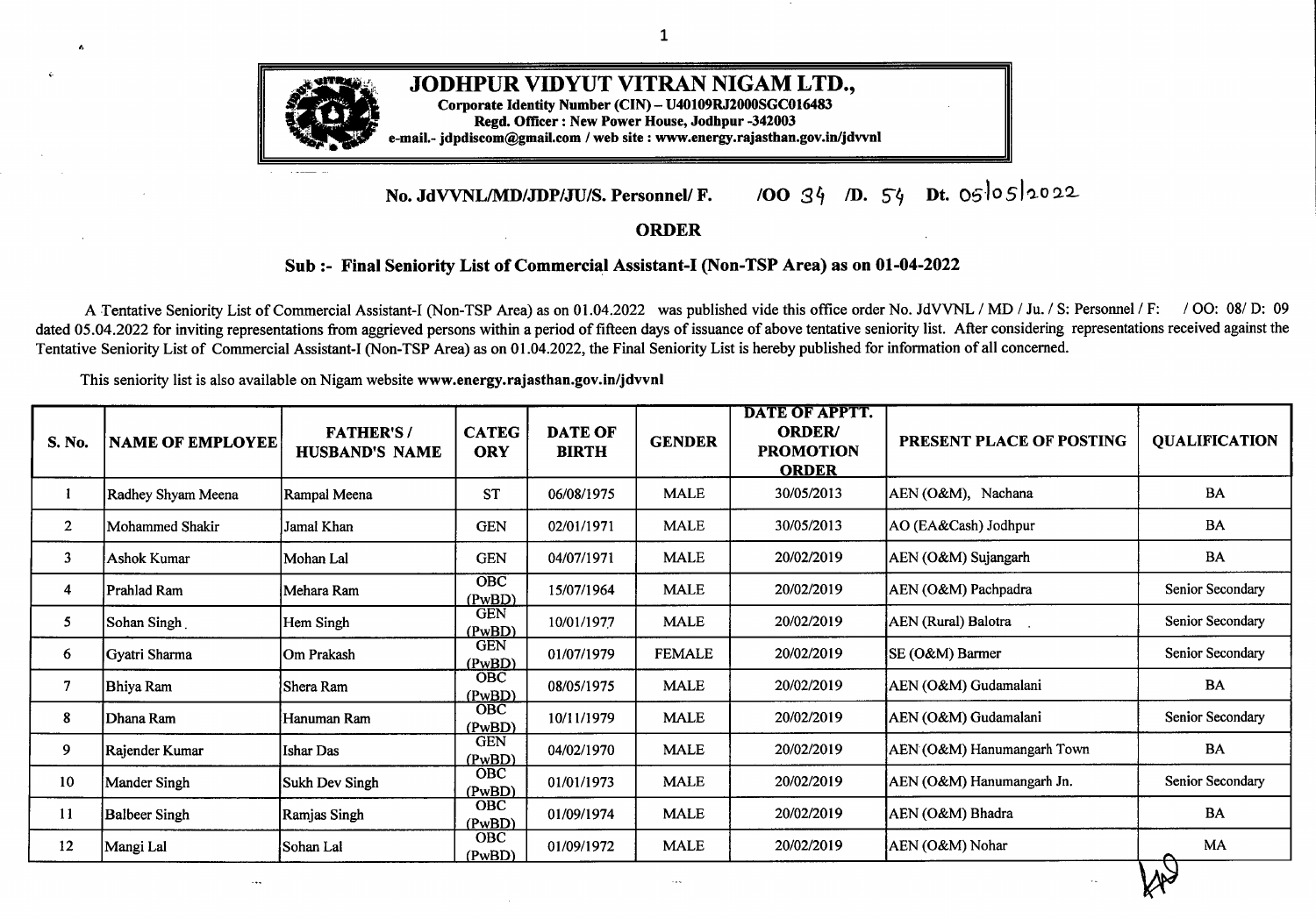# JODHPUR VIDYUT VITRAN NIGAM LTD.,

**Corporate Identity Number (CIN) – U40109RJ2000SGC016483**
**Regd. Officer : New Power House, Jodhpur -342003**
**e-mail.- jdpdiscom@gmail.com / web site : www.energy.rajasthan.gov.in/jdvvnl**

**No. JdVVNL/MD/JDP/JU/S. Personnel/ F. /OO 34 /D. 54 Dt. 05/05/2022**

## ORDER

### Sub :- Final Seniority List of Commercial Assistant-I (Non-TSP Area) as on 01-04-2022

A Tentative Seniority List of Commercial Assistant-I (Non-TSP Area) as on 01.04.2022 was published vide this office order No. JdVVNL / MD / Ju. / S: Personnel / F: / OO: 08/ D: 09 dated 05.04.2022 for inviting representations from aggrieved persons within a period of fifteen days of issuance of above tentative seniority list. After considering representations received against the Tentative Seniority List of Commercial Assistant-I (Non-TSP Area) as on 01.04.2022, the Final Seniority List is hereby published for information of all concerned.

This seniority list is also available on Nigam website **www.energy.rajasthan.gov.in/jdvvnl**

| S. No. | NAME OF EMPLOYEE | FATHER'S / HUSBAND'S NAME | CATEGORY | DATE OF BIRTH | GENDER | DATE OF APPTT. ORDER/ PROMOTION ORDER | PRESENT PLACE OF POSTING | QUALIFICATION |
|---|---|---|---|---|---|---|---|---|
| 1 | Radhey Shyam Meena | Rampal Meena | ST | 06/08/1975 | MALE | 30/05/2013 | AEN (O&M), Nachana | BA |
| 2 | Mohammed Shakir | Jamal Khan | GEN | 02/01/1971 | MALE | 30/05/2013 | AO (EA&Cash) Jodhpur | BA |
| 3 | Ashok Kumar | Mohan Lal | GEN | 04/07/1971 | MALE | 20/02/2019 | AEN (O&M) Sujangarh | BA |
| 4 | Prahlad Ram | Mehara Ram | OBC (PwBD) | 15/07/1964 | MALE | 20/02/2019 | AEN (O&M) Pachpadra | Senior Secondary |
| 5 | Sohan Singh | Hem Singh | GEN (PwBD) | 10/01/1977 | MALE | 20/02/2019 | AEN (Rural) Balotra | Senior Secondary |
| 6 | Gyatri Sharma | Om Prakash | GEN (PwBD) | 01/07/1979 | FEMALE | 20/02/2019 | SE (O&M) Barmer | Senior Secondary |
| 7 | Bhiya Ram | Shera Ram | OBC (PwBD) | 08/05/1975 | MALE | 20/02/2019 | AEN (O&M) Gudamalani | BA |
| 8 | Dhana Ram | Hanuman Ram | OBC (PwBD) | 10/11/1979 | MALE | 20/02/2019 | AEN (O&M) Gudamalani | Senior Secondary |
| 9 | Rajender Kumar | Ishar Das | GEN (PwBD) | 04/02/1970 | MALE | 20/02/2019 | AEN (O&M) Hanumangarh Town | BA |
| 10 | Mander Singh | Sukh Dev Singh | OBC (PwBD) | 01/01/1973 | MALE | 20/02/2019 | AEN (O&M) Hanumangarh Jn. | Senior Secondary |
| 11 | Balbeer Singh | Ramjas Singh | OBC (PwBD) | 01/09/1974 | MALE | 20/02/2019 | AEN (O&M) Bhadra | BA |
| 12 | Mangi Lal | Sohan Lal | OBC (PwBD) | 01/09/1972 | MALE | 20/02/2019 | AEN (O&M) Nohar | MA |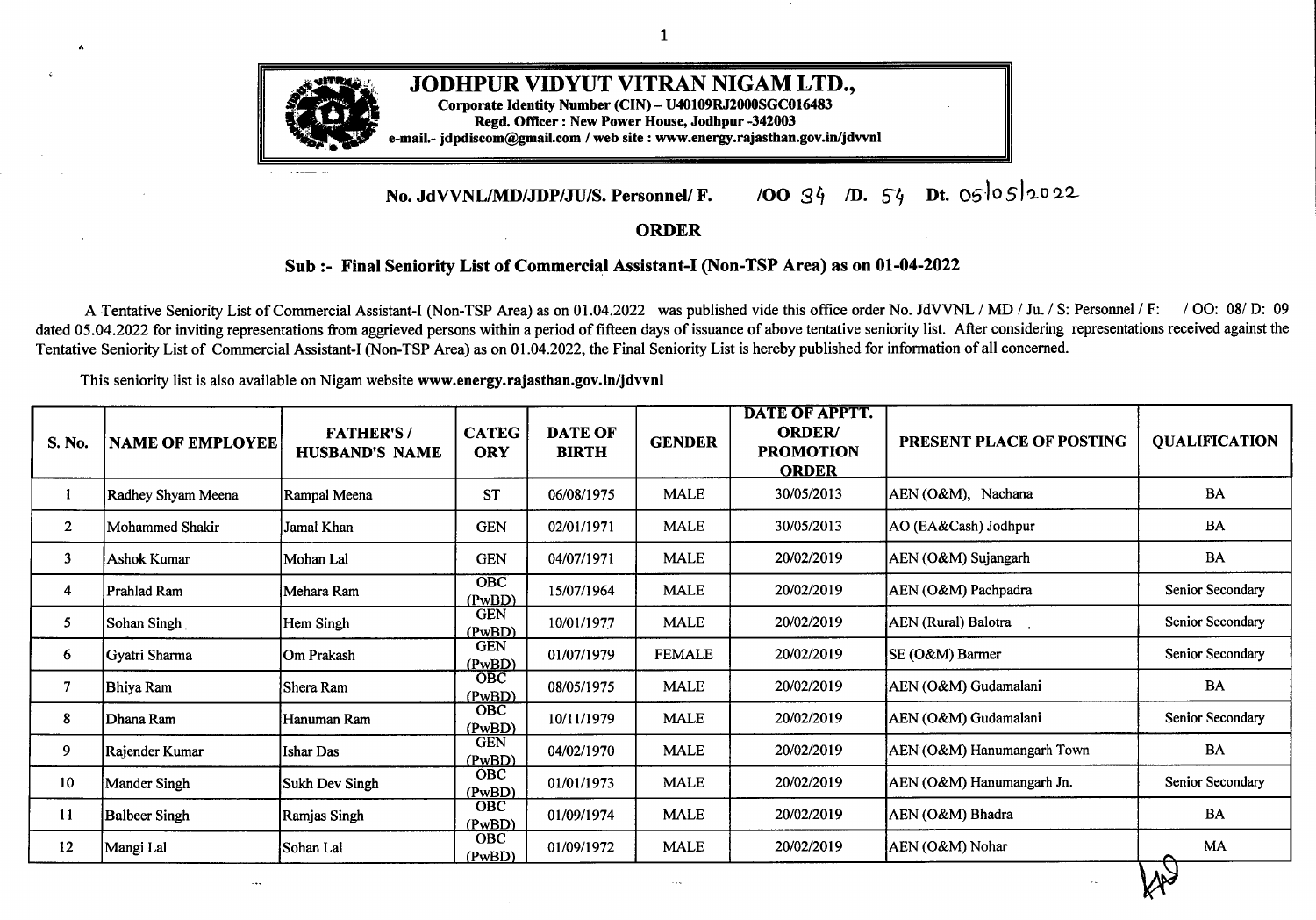# JODHPUR VIDYUT VITRAN NIGAM LTD.,

**Corporate Identity Number (CIN) – U40109RJ2000SGC016483**
**Regd. Officer : New Power House, Jodhpur -342003**
**e-mail.- jdpdiscom@gmail.com / web site : www.energy.rajasthan.gov.in/jdvvnl**

**No. JdVVNL/MD/JDP/JU/S. Personnel/ F. /OO 34 /D. 54 Dt. 05/05/2022**

## ORDER

### Sub :- Final Seniority List of Commercial Assistant-I (Non-TSP Area) as on 01-04-2022

A Tentative Seniority List of Commercial Assistant-I (Non-TSP Area) as on 01.04.2022 was published vide this office order No. JdVVNL / MD / Ju. / S: Personnel / F: / OO: 08/ D: 09 dated 05.04.2022 for inviting representations from aggrieved persons within a period of fifteen days of issuance of above tentative seniority list. After considering representations received against the Tentative Seniority List of Commercial Assistant-I (Non-TSP Area) as on 01.04.2022, the Final Seniority List is hereby published for information of all concerned.

This seniority list is also available on Nigam website **www.energy.rajasthan.gov.in/jdvvnl**

| S. No. | NAME OF EMPLOYEE | FATHER'S / HUSBAND'S NAME | CATEGORY | DATE OF BIRTH | GENDER | DATE OF APPTT. ORDER/ PROMOTION ORDER | PRESENT PLACE OF POSTING | QUALIFICATION |
|---|---|---|---|---|---|---|---|---|
| 1 | Radhey Shyam Meena | Rampal Meena | ST | 06/08/1975 | MALE | 30/05/2013 | AEN (O&M), Nachana | BA |
| 2 | Mohammed Shakir | Jamal Khan | GEN | 02/01/1971 | MALE | 30/05/2013 | AO (EA&Cash) Jodhpur | BA |
| 3 | Ashok Kumar | Mohan Lal | GEN | 04/07/1971 | MALE | 20/02/2019 | AEN (O&M) Sujangarh | BA |
| 4 | Prahlad Ram | Mehara Ram | OBC (PwBD) | 15/07/1964 | MALE | 20/02/2019 | AEN (O&M) Pachpadra | Senior Secondary |
| 5 | Sohan Singh | Hem Singh | GEN (PwBD) | 10/01/1977 | MALE | 20/02/2019 | AEN (Rural) Balotra | Senior Secondary |
| 6 | Gyatri Sharma | Om Prakash | GEN (PwBD) | 01/07/1979 | FEMALE | 20/02/2019 | SE (O&M) Barmer | Senior Secondary |
| 7 | Bhiya Ram | Shera Ram | OBC (PwBD) | 08/05/1975 | MALE | 20/02/2019 | AEN (O&M) Gudamalani | BA |
| 8 | Dhana Ram | Hanuman Ram | OBC (PwBD) | 10/11/1979 | MALE | 20/02/2019 | AEN (O&M) Gudamalani | Senior Secondary |
| 9 | Rajender Kumar | Ishar Das | GEN (PwBD) | 04/02/1970 | MALE | 20/02/2019 | AEN (O&M) Hanumangarh Town | BA |
| 10 | Mander Singh | Sukh Dev Singh | OBC (PwBD) | 01/01/1973 | MALE | 20/02/2019 | AEN (O&M) Hanumangarh Jn. | Senior Secondary |
| 11 | Balbeer Singh | Ramjas Singh | OBC (PwBD) | 01/09/1974 | MALE | 20/02/2019 | AEN (O&M) Bhadra | BA |
| 12 | Mangi Lal | Sohan Lal | OBC (PwBD) | 01/09/1972 | MALE | 20/02/2019 | AEN (O&M) Nohar | MA |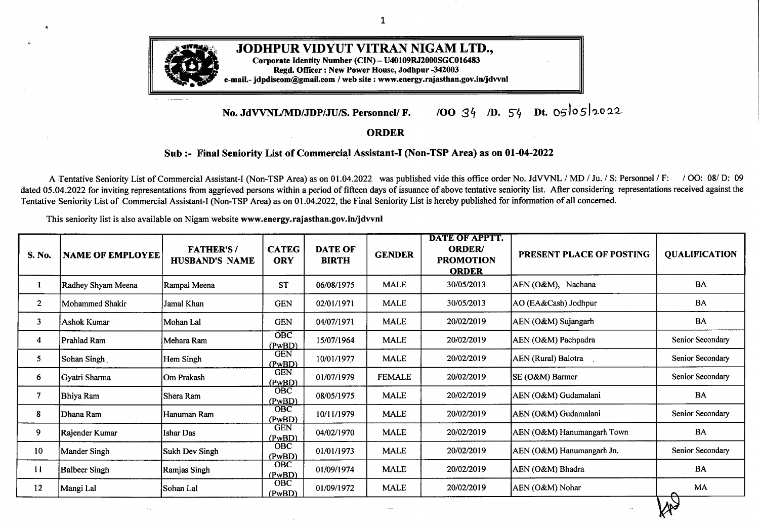# JODHPUR VIDYUT VITRAN NIGAM LTD.,

**Corporate Identity Number (CIN) – U40109RJ2000SGC016483**
**Regd. Officer : New Power House, Jodhpur -342003**
**e-mail.- jdpdiscom@gmail.com / web site : www.energy.rajasthan.gov.in/jdvvnl**

**No. JdVVNL/MD/JDP/JU/S. Personnel/ F. /OO 34 /D. 54 Dt. 05/05/2022**

## ORDER

### Sub :- Final Seniority List of Commercial Assistant-I (Non-TSP Area) as on 01-04-2022

A Tentative Seniority List of Commercial Assistant-I (Non-TSP Area) as on 01.04.2022 was published vide this office order No. JdVVNL / MD / Ju. / S: Personnel / F: / OO: 08/ D: 09 dated 05.04.2022 for inviting representations from aggrieved persons within a period of fifteen days of issuance of above tentative seniority list. After considering representations received against the Tentative Seniority List of Commercial Assistant-I (Non-TSP Area) as on 01.04.2022, the Final Seniority List is hereby published for information of all concerned.

This seniority list is also available on Nigam website **www.energy.rajasthan.gov.in/jdvvnl**

| S. No. | NAME OF EMPLOYEE | FATHER'S / HUSBAND'S NAME | CATEGORY | DATE OF BIRTH | GENDER | DATE OF APPTT. ORDER/ PROMOTION ORDER | PRESENT PLACE OF POSTING | QUALIFICATION |
|---|---|---|---|---|---|---|---|---|
| 1 | Radhey Shyam Meena | Rampal Meena | ST | 06/08/1975 | MALE | 30/05/2013 | AEN (O&M), Nachana | BA |
| 2 | Mohammed Shakir | Jamal Khan | GEN | 02/01/1971 | MALE | 30/05/2013 | AO (EA&Cash) Jodhpur | BA |
| 3 | Ashok Kumar | Mohan Lal | GEN | 04/07/1971 | MALE | 20/02/2019 | AEN (O&M) Sujangarh | BA |
| 4 | Prahlad Ram | Mehara Ram | OBC (PwBD) | 15/07/1964 | MALE | 20/02/2019 | AEN (O&M) Pachpadra | Senior Secondary |
| 5 | Sohan Singh | Hem Singh | GEN (PwBD) | 10/01/1977 | MALE | 20/02/2019 | AEN (Rural) Balotra | Senior Secondary |
| 6 | Gyatri Sharma | Om Prakash | GEN (PwBD) | 01/07/1979 | FEMALE | 20/02/2019 | SE (O&M) Barmer | Senior Secondary |
| 7 | Bhiya Ram | Shera Ram | OBC (PwBD) | 08/05/1975 | MALE | 20/02/2019 | AEN (O&M) Gudamalani | BA |
| 8 | Dhana Ram | Hanuman Ram | OBC (PwBD) | 10/11/1979 | MALE | 20/02/2019 | AEN (O&M) Gudamalani | Senior Secondary |
| 9 | Rajender Kumar | Ishar Das | GEN (PwBD) | 04/02/1970 | MALE | 20/02/2019 | AEN (O&M) Hanumangarh Town | BA |
| 10 | Mander Singh | Sukh Dev Singh | OBC (PwBD) | 01/01/1973 | MALE | 20/02/2019 | AEN (O&M) Hanumangarh Jn. | Senior Secondary |
| 11 | Balbeer Singh | Ramjas Singh | OBC (PwBD) | 01/09/1974 | MALE | 20/02/2019 | AEN (O&M) Bhadra | BA |
| 12 | Mangi Lal | Sohan Lal | OBC (PwBD) | 01/09/1972 | MALE | 20/02/2019 | AEN (O&M) Nohar | MA |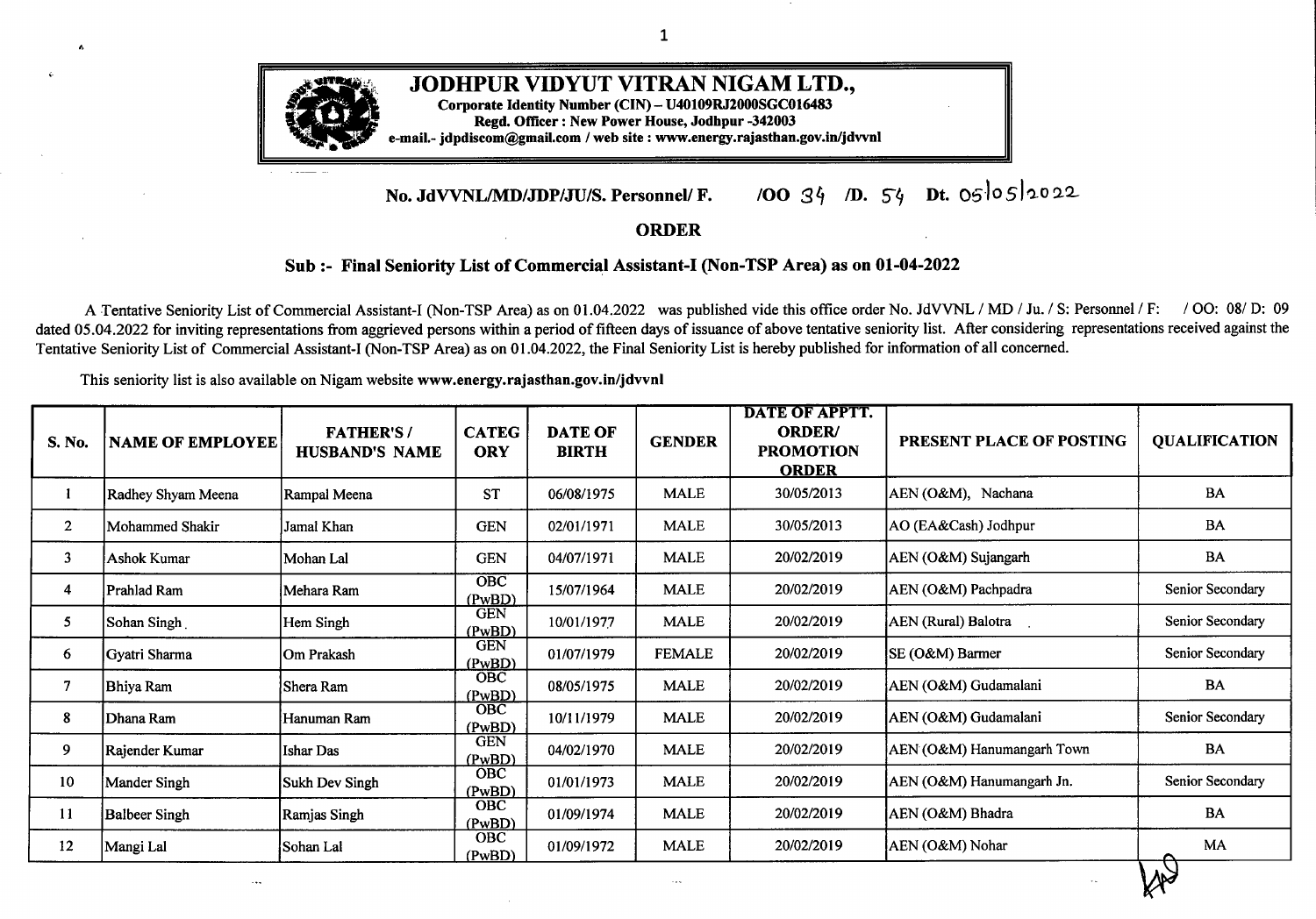# JODHPUR VIDYUT VITRAN NIGAM LTD.,

**Corporate Identity Number (CIN) – U40109RJ2000SGC016483**
**Regd. Officer : New Power House, Jodhpur -342003**
**e-mail.- jdpdiscom@gmail.com / web site : www.energy.rajasthan.gov.in/jdvvnl**

**No. JdVVNL/MD/JDP/JU/S. Personnel/ F. /OO 34 /D. 54 Dt. 05/05/2022**

## ORDER

### Sub :- Final Seniority List of Commercial Assistant-I (Non-TSP Area) as on 01-04-2022

A Tentative Seniority List of Commercial Assistant-I (Non-TSP Area) as on 01.04.2022 was published vide this office order No. JdVVNL / MD / Ju. / S: Personnel / F: / OO: 08/ D: 09 dated 05.04.2022 for inviting representations from aggrieved persons within a period of fifteen days of issuance of above tentative seniority list. After considering representations received against the Tentative Seniority List of Commercial Assistant-I (Non-TSP Area) as on 01.04.2022, the Final Seniority List is hereby published for information of all concerned.

This seniority list is also available on Nigam website **www.energy.rajasthan.gov.in/jdvvnl**

| S. No. | NAME OF EMPLOYEE | FATHER'S / HUSBAND'S NAME | CATEGORY | DATE OF BIRTH | GENDER | DATE OF APPTT. ORDER/ PROMOTION ORDER | PRESENT PLACE OF POSTING | QUALIFICATION |
|---|---|---|---|---|---|---|---|---|
| 1 | Radhey Shyam Meena | Rampal Meena | ST | 06/08/1975 | MALE | 30/05/2013 | AEN (O&M), Nachana | BA |
| 2 | Mohammed Shakir | Jamal Khan | GEN | 02/01/1971 | MALE | 30/05/2013 | AO (EA&Cash) Jodhpur | BA |
| 3 | Ashok Kumar | Mohan Lal | GEN | 04/07/1971 | MALE | 20/02/2019 | AEN (O&M) Sujangarh | BA |
| 4 | Prahlad Ram | Mehara Ram | OBC (PwBD) | 15/07/1964 | MALE | 20/02/2019 | AEN (O&M) Pachpadra | Senior Secondary |
| 5 | Sohan Singh | Hem Singh | GEN (PwBD) | 10/01/1977 | MALE | 20/02/2019 | AEN (Rural) Balotra | Senior Secondary |
| 6 | Gyatri Sharma | Om Prakash | GEN (PwBD) | 01/07/1979 | FEMALE | 20/02/2019 | SE (O&M) Barmer | Senior Secondary |
| 7 | Bhiya Ram | Shera Ram | OBC (PwBD) | 08/05/1975 | MALE | 20/02/2019 | AEN (O&M) Gudamalani | BA |
| 8 | Dhana Ram | Hanuman Ram | OBC (PwBD) | 10/11/1979 | MALE | 20/02/2019 | AEN (O&M) Gudamalani | Senior Secondary |
| 9 | Rajender Kumar | Ishar Das | GEN (PwBD) | 04/02/1970 | MALE | 20/02/2019 | AEN (O&M) Hanumangarh Town | BA |
| 10 | Mander Singh | Sukh Dev Singh | OBC (PwBD) | 01/01/1973 | MALE | 20/02/2019 | AEN (O&M) Hanumangarh Jn. | Senior Secondary |
| 11 | Balbeer Singh | Ramjas Singh | OBC (PwBD) | 01/09/1974 | MALE | 20/02/2019 | AEN (O&M) Bhadra | BA |
| 12 | Mangi Lal | Sohan Lal | OBC (PwBD) | 01/09/1972 | MALE | 20/02/2019 | AEN (O&M) Nohar | MA |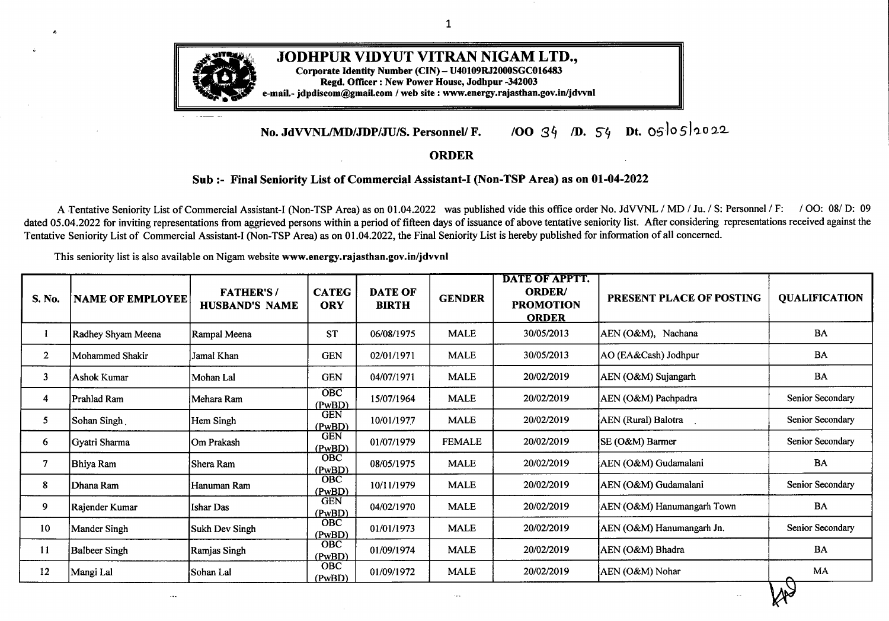**JODHPUR VIDYUT VITRAN NIGAM LTD.,**
**Corporate Identity Number (CIN) – U40109RJ2000SGC016483**
**Regd. Officer : New Power House, Jodhpur -342003**
**e-mail.- jdpdiscom@gmail.com / web site : www.energy.rajasthan.gov.in/jdvvnl**

**No. JdVVNL/MD/JDP/JU/S. Personnel/ F. /OO 34 /D. 54 Dt. 05/05/2022**

## ORDER

### Sub :- Final Seniority List of Commercial Assistant-I (Non-TSP Area) as on 01-04-2022

A Tentative Seniority List of Commercial Assistant-I (Non-TSP Area) as on 01.04.2022 was published vide this office order No. JdVVNL / MD / Ju. / S: Personnel / F: / OO: 08/ D: 09 dated 05.04.2022 for inviting representations from aggrieved persons within a period of fifteen days of issuance of above tentative seniority list. After considering representations received against the Tentative Seniority List of Commercial Assistant-I (Non-TSP Area) as on 01.04.2022, the Final Seniority List is hereby published for information of all concerned.

This seniority list is also available on Nigam website **www.energy.rajasthan.gov.in/jdvvnl**

| S. No. | NAME OF EMPLOYEE | FATHER'S / HUSBAND'S NAME | CATEGORY | DATE OF BIRTH | GENDER | DATE OF APPTT. ORDER/ PROMOTION ORDER | PRESENT PLACE OF POSTING | QUALIFICATION |
|---|---|---|---|---|---|---|---|---|
| 1 | Radhey Shyam Meena | Rampal Meena | ST | 06/08/1975 | MALE | 30/05/2013 | AEN (O&M), Nachana | BA |
| 2 | Mohammed Shakir | Jamal Khan | GEN | 02/01/1971 | MALE | 30/05/2013 | AO (EA&Cash) Jodhpur | BA |
| 3 | Ashok Kumar | Mohan Lal | GEN | 04/07/1971 | MALE | 20/02/2019 | AEN (O&M) Sujangarh | BA |
| 4 | Prahlad Ram | Mehara Ram | OBC (PwBD) | 15/07/1964 | MALE | 20/02/2019 | AEN (O&M) Pachpadra | Senior Secondary |
| 5 | Sohan Singh | Hem Singh | GEN (PwBD) | 10/01/1977 | MALE | 20/02/2019 | AEN (Rural) Balotra | Senior Secondary |
| 6 | Gyatri Sharma | Om Prakash | GEN (PwBD) | 01/07/1979 | FEMALE | 20/02/2019 | SE (O&M) Barmer | Senior Secondary |
| 7 | Bhiya Ram | Shera Ram | OBC (PwBD) | 08/05/1975 | MALE | 20/02/2019 | AEN (O&M) Gudamalani | BA |
| 8 | Dhana Ram | Hanuman Ram | OBC (PwBD) | 10/11/1979 | MALE | 20/02/2019 | AEN (O&M) Gudamalani | Senior Secondary |
| 9 | Rajender Kumar | Ishar Das | GEN (PwBD) | 04/02/1970 | MALE | 20/02/2019 | AEN (O&M) Hanumangarh Town | BA |
| 10 | Mander Singh | Sukh Dev Singh | OBC (PwBD) | 01/01/1973 | MALE | 20/02/2019 | AEN (O&M) Hanumangarh Jn. | Senior Secondary |
| 11 | Balbeer Singh | Ramjas Singh | OBC (PwBD) | 01/09/1974 | MALE | 20/02/2019 | AEN (O&M) Bhadra | BA |
| 12 | Mangi Lal | Sohan Lal | OBC (PwBD) | 01/09/1972 | MALE | 20/02/2019 | AEN (O&M) Nohar | MA |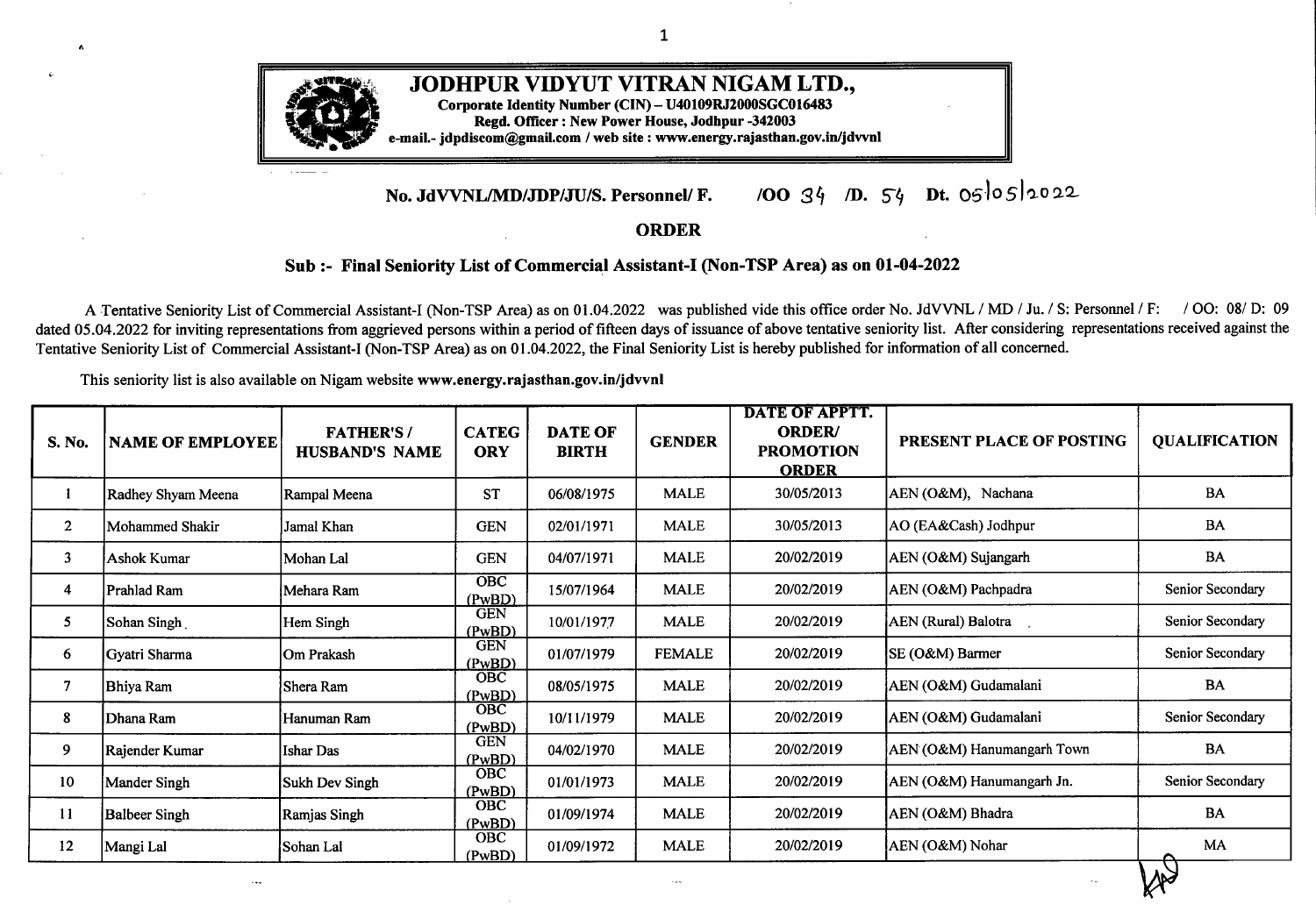# JODHPUR VIDYUT VITRAN NIGAM LTD.,

**Corporate Identity Number (CIN) – U40109RJ2000SGC016483**
**Regd. Officer : New Power House, Jodhpur -342003**
**e-mail.- jdpdiscom@gmail.com / web site : www.energy.rajasthan.gov.in/jdvvnl**

**No. JdVVNL/MD/JDP/JU/S. Personnel/ F. /OO 34 /D. 54 Dt. 05/05/2022**

## ORDER

### Sub :- Final Seniority List of Commercial Assistant-I (Non-TSP Area) as on 01-04-2022

A Tentative Seniority List of Commercial Assistant-I (Non-TSP Area) as on 01.04.2022 was published vide this office order No. JdVVNL / MD / Ju. / S: Personnel / F: / OO: 08/ D: 09 dated 05.04.2022 for inviting representations from aggrieved persons within a period of fifteen days of issuance of above tentative seniority list. After considering representations received against the Tentative Seniority List of Commercial Assistant-I (Non-TSP Area) as on 01.04.2022, the Final Seniority List is hereby published for information of all concerned.

This seniority list is also available on Nigam website **www.energy.rajasthan.gov.in/jdvvnl**

| S. No. | NAME OF EMPLOYEE | FATHER'S / HUSBAND'S NAME | CATEGORY | DATE OF BIRTH | GENDER | DATE OF APPTT. ORDER/ PROMOTION ORDER | PRESENT PLACE OF POSTING | QUALIFICATION |
|---|---|---|---|---|---|---|---|---|
| 1 | Radhey Shyam Meena | Rampal Meena | ST | 06/08/1975 | MALE | 30/05/2013 | AEN (O&M), Nachana | BA |
| 2 | Mohammed Shakir | Jamal Khan | GEN | 02/01/1971 | MALE | 30/05/2013 | AO (EA&Cash) Jodhpur | BA |
| 3 | Ashok Kumar | Mohan Lal | GEN | 04/07/1971 | MALE | 20/02/2019 | AEN (O&M) Sujangarh | BA |
| 4 | Prahlad Ram | Mehara Ram | OBC (PwBD) | 15/07/1964 | MALE | 20/02/2019 | AEN (O&M) Pachpadra | Senior Secondary |
| 5 | Sohan Singh | Hem Singh | GEN (PwBD) | 10/01/1977 | MALE | 20/02/2019 | AEN (Rural) Balotra | Senior Secondary |
| 6 | Gyatri Sharma | Om Prakash | GEN (PwBD) | 01/07/1979 | FEMALE | 20/02/2019 | SE (O&M) Barmer | Senior Secondary |
| 7 | Bhiya Ram | Shera Ram | OBC (PwBD) | 08/05/1975 | MALE | 20/02/2019 | AEN (O&M) Gudamalani | BA |
| 8 | Dhana Ram | Hanuman Ram | OBC (PwBD) | 10/11/1979 | MALE | 20/02/2019 | AEN (O&M) Gudamalani | Senior Secondary |
| 9 | Rajender Kumar | Ishar Das | GEN (PwBD) | 04/02/1970 | MALE | 20/02/2019 | AEN (O&M) Hanumangarh Town | BA |
| 10 | Mander Singh | Sukh Dev Singh | OBC (PwBD) | 01/01/1973 | MALE | 20/02/2019 | AEN (O&M) Hanumangarh Jn. | Senior Secondary |
| 11 | Balbeer Singh | Ramjas Singh | OBC (PwBD) | 01/09/1974 | MALE | 20/02/2019 | AEN (O&M) Bhadra | BA |
| 12 | Mangi Lal | Sohan Lal | OBC (PwBD) | 01/09/1972 | MALE | 20/02/2019 | AEN (O&M) Nohar | MA |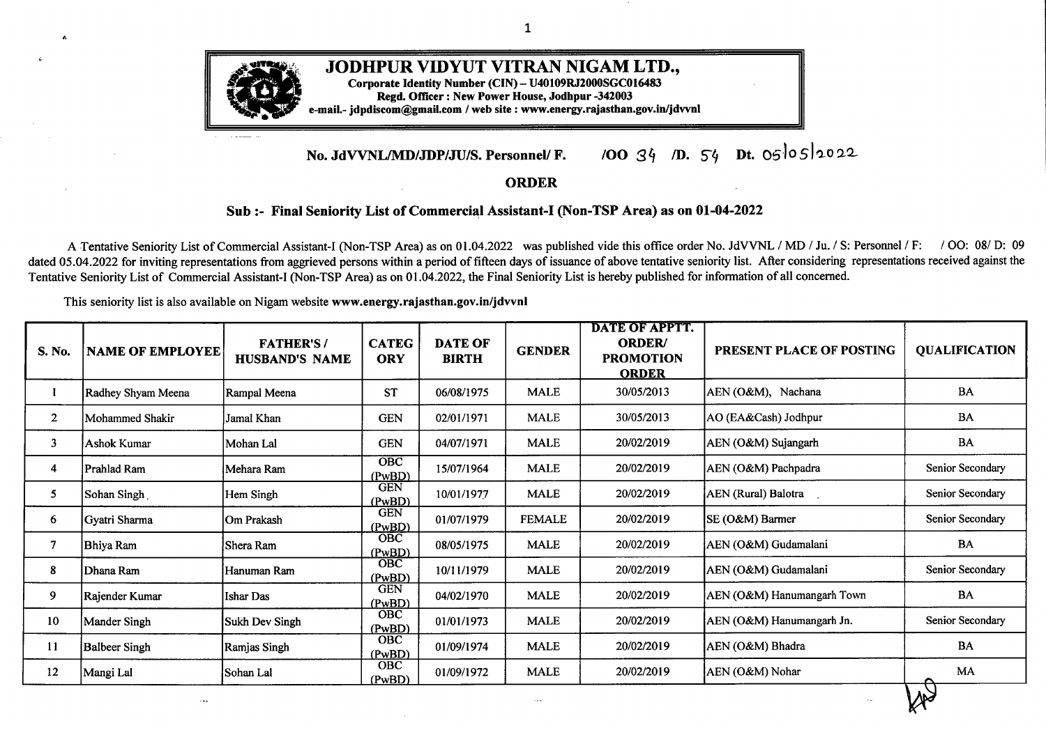# JODHPUR VIDYUT VITRAN NIGAM LTD.,

**Corporate Identity Number (CIN) – U40109RJ2000SGC016483**
**Regd. Officer : New Power House, Jodhpur -342003**
**e-mail.- jdpdiscom@gmail.com / web site : www.energy.rajasthan.gov.in/jdvvnl**

**No. JdVVNL/MD/JDP/JU/S. Personnel/ F. /OO 34 /D. 54 Dt. 05/05/2022**

## ORDER

### Sub :- Final Seniority List of Commercial Assistant-I (Non-TSP Area) as on 01-04-2022

A Tentative Seniority List of Commercial Assistant-I (Non-TSP Area) as on 01.04.2022 was published vide this office order No. JdVVNL / MD / Ju. / S: Personnel / F: / OO: 08/ D: 09 dated 05.04.2022 for inviting representations from aggrieved persons within a period of fifteen days of issuance of above tentative seniority list. After considering representations received against the Tentative Seniority List of Commercial Assistant-I (Non-TSP Area) as on 01.04.2022, the Final Seniority List is hereby published for information of all concerned.

This seniority list is also available on Nigam website **www.energy.rajasthan.gov.in/jdvvnl**

| S. No. | NAME OF EMPLOYEE | FATHER'S / HUSBAND'S NAME | CATEGORY | DATE OF BIRTH | GENDER | DATE OF APPTT. ORDER/ PROMOTION ORDER | PRESENT PLACE OF POSTING | QUALIFICATION |
|---|---|---|---|---|---|---|---|---|
| 1 | Radhey Shyam Meena | Rampal Meena | ST | 06/08/1975 | MALE | 30/05/2013 | AEN (O&M), Nachana | BA |
| 2 | Mohammed Shakir | Jamal Khan | GEN | 02/01/1971 | MALE | 30/05/2013 | AO (EA&Cash) Jodhpur | BA |
| 3 | Ashok Kumar | Mohan Lal | GEN | 04/07/1971 | MALE | 20/02/2019 | AEN (O&M) Sujangarh | BA |
| 4 | Prahlad Ram | Mehara Ram | OBC (PwBD) | 15/07/1964 | MALE | 20/02/2019 | AEN (O&M) Pachpadra | Senior Secondary |
| 5 | Sohan Singh | Hem Singh | GEN (PwBD) | 10/01/1977 | MALE | 20/02/2019 | AEN (Rural) Balotra | Senior Secondary |
| 6 | Gyatri Sharma | Om Prakash | GEN (PwBD) | 01/07/1979 | FEMALE | 20/02/2019 | SE (O&M) Barmer | Senior Secondary |
| 7 | Bhiya Ram | Shera Ram | OBC (PwBD) | 08/05/1975 | MALE | 20/02/2019 | AEN (O&M) Gudamalani | BA |
| 8 | Dhana Ram | Hanuman Ram | OBC (PwBD) | 10/11/1979 | MALE | 20/02/2019 | AEN (O&M) Gudamalani | Senior Secondary |
| 9 | Rajender Kumar | Ishar Das | GEN (PwBD) | 04/02/1970 | MALE | 20/02/2019 | AEN (O&M) Hanumangarh Town | BA |
| 10 | Mander Singh | Sukh Dev Singh | OBC (PwBD) | 01/01/1973 | MALE | 20/02/2019 | AEN (O&M) Hanumangarh Jn. | Senior Secondary |
| 11 | Balbeer Singh | Ramjas Singh | OBC (PwBD) | 01/09/1974 | MALE | 20/02/2019 | AEN (O&M) Bhadra | BA |
| 12 | Mangi Lal | Sohan Lal | OBC (PwBD) | 01/09/1972 | MALE | 20/02/2019 | AEN (O&M) Nohar | MA |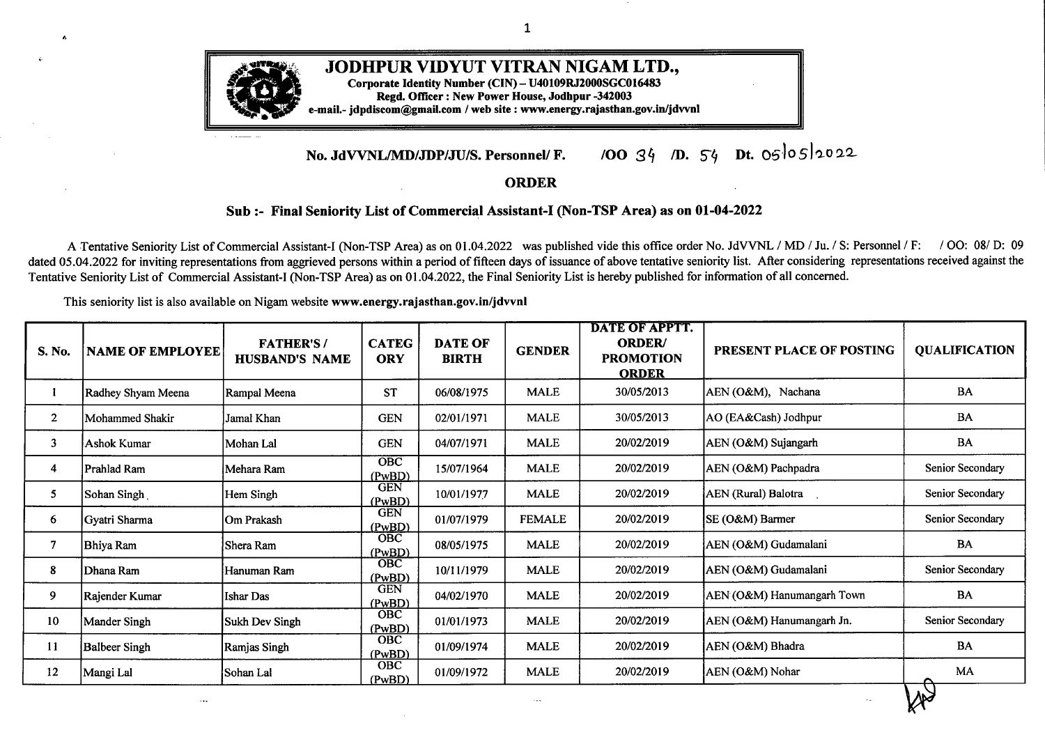# JODHPUR VIDYUT VITRAN NIGAM LTD.,

**Corporate Identity Number (CIN) – U40109RJ2000SGC016483**
**Regd. Officer : New Power House, Jodhpur -342003**
**e-mail.- jdpdiscom@gmail.com / web site : www.energy.rajasthan.gov.in/jdvvnl**

**No. JdVVNL/MD/JDP/JU/S. Personnel/ F. /OO 34 /D. 54 Dt. 05/05/2022**

## ORDER

### Sub :- Final Seniority List of Commercial Assistant-I (Non-TSP Area) as on 01-04-2022

A Tentative Seniority List of Commercial Assistant-I (Non-TSP Area) as on 01.04.2022 was published vide this office order No. JdVVNL / MD / Ju. / S: Personnel / F: / OO: 08/ D: 09 dated 05.04.2022 for inviting representations from aggrieved persons within a period of fifteen days of issuance of above tentative seniority list. After considering representations received against the Tentative Seniority List of Commercial Assistant-I (Non-TSP Area) as on 01.04.2022, the Final Seniority List is hereby published for information of all concerned.

This seniority list is also available on Nigam website **www.energy.rajasthan.gov.in/jdvvnl**

| S. No. | NAME OF EMPLOYEE | FATHER'S / HUSBAND'S NAME | CATEGORY | DATE OF BIRTH | GENDER | DATE OF APPTT. ORDER/ PROMOTION ORDER | PRESENT PLACE OF POSTING | QUALIFICATION |
|---|---|---|---|---|---|---|---|---|
| 1 | Radhey Shyam Meena | Rampal Meena | ST | 06/08/1975 | MALE | 30/05/2013 | AEN (O&M), Nachana | BA |
| 2 | Mohammed Shakir | Jamal Khan | GEN | 02/01/1971 | MALE | 30/05/2013 | AO (EA&Cash) Jodhpur | BA |
| 3 | Ashok Kumar | Mohan Lal | GEN | 04/07/1971 | MALE | 20/02/2019 | AEN (O&M) Sujangarh | BA |
| 4 | Prahlad Ram | Mehara Ram | OBC (PwBD) | 15/07/1964 | MALE | 20/02/2019 | AEN (O&M) Pachpadra | Senior Secondary |
| 5 | Sohan Singh | Hem Singh | GEN (PwBD) | 10/01/1977 | MALE | 20/02/2019 | AEN (Rural) Balotra | Senior Secondary |
| 6 | Gyatri Sharma | Om Prakash | GEN (PwBD) | 01/07/1979 | FEMALE | 20/02/2019 | SE (O&M) Barmer | Senior Secondary |
| 7 | Bhiya Ram | Shera Ram | OBC (PwBD) | 08/05/1975 | MALE | 20/02/2019 | AEN (O&M) Gudamalani | BA |
| 8 | Dhana Ram | Hanuman Ram | OBC (PwBD) | 10/11/1979 | MALE | 20/02/2019 | AEN (O&M) Gudamalani | Senior Secondary |
| 9 | Rajender Kumar | Ishar Das | GEN (PwBD) | 04/02/1970 | MALE | 20/02/2019 | AEN (O&M) Hanumangarh Town | BA |
| 10 | Mander Singh | Sukh Dev Singh | OBC (PwBD) | 01/01/1973 | MALE | 20/02/2019 | AEN (O&M) Hanumangarh Jn. | Senior Secondary |
| 11 | Balbeer Singh | Ramjas Singh | OBC (PwBD) | 01/09/1974 | MALE | 20/02/2019 | AEN (O&M) Bhadra | BA |
| 12 | Mangi Lal | Sohan Lal | OBC (PwBD) | 01/09/1972 | MALE | 20/02/2019 | AEN (O&M) Nohar | MA |